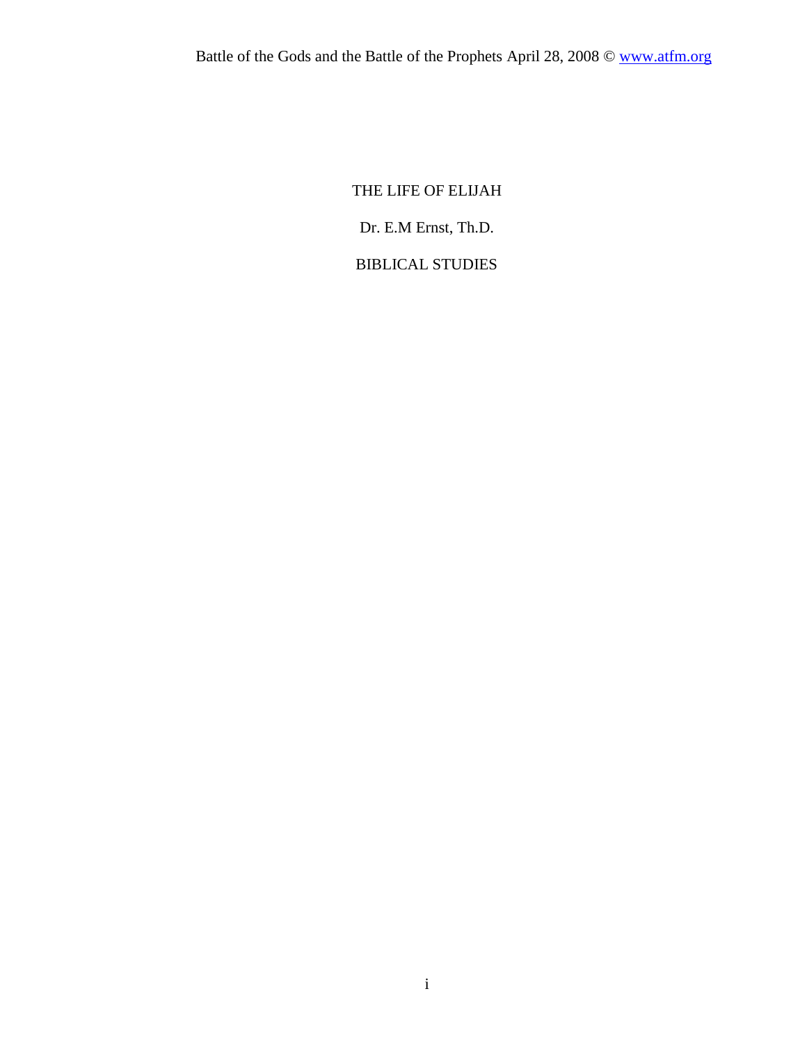# THE LIFE OF ELIJAH

Dr. E.M Ernst, Th.D.

BIBLICAL STUDIES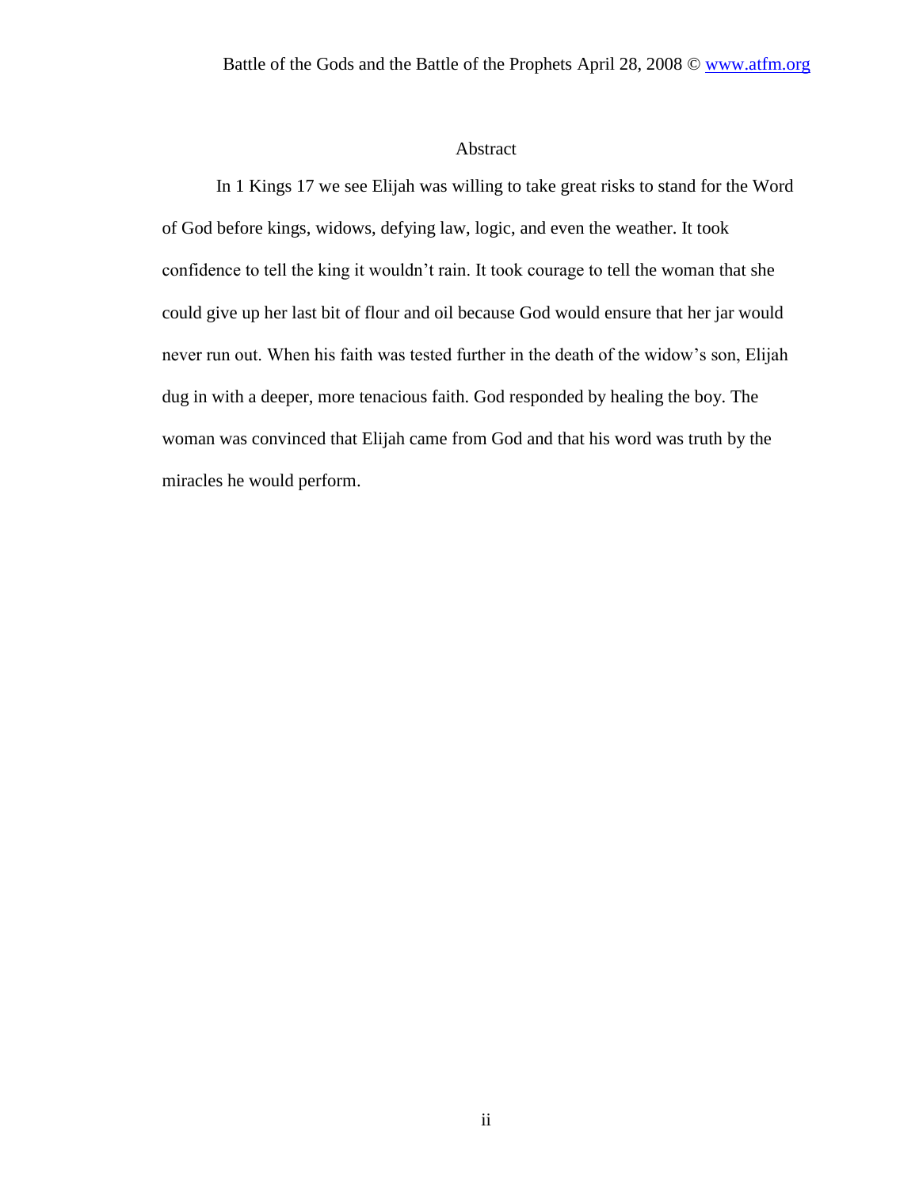## Abstract

In 1 Kings 17 we see Elijah was willing to take great risks to stand for the Word of God before kings, widows, defying law, logic, and even the weather. It took confidence to tell the king it wouldn't rain. It took courage to tell the woman that she could give up her last bit of flour and oil because God would ensure that her jar would never run out. When his faith was tested further in the death of the widow's son, Elijah dug in with a deeper, more tenacious faith. God responded by healing the boy. The woman was convinced that Elijah came from God and that his word was truth by the miracles he would perform.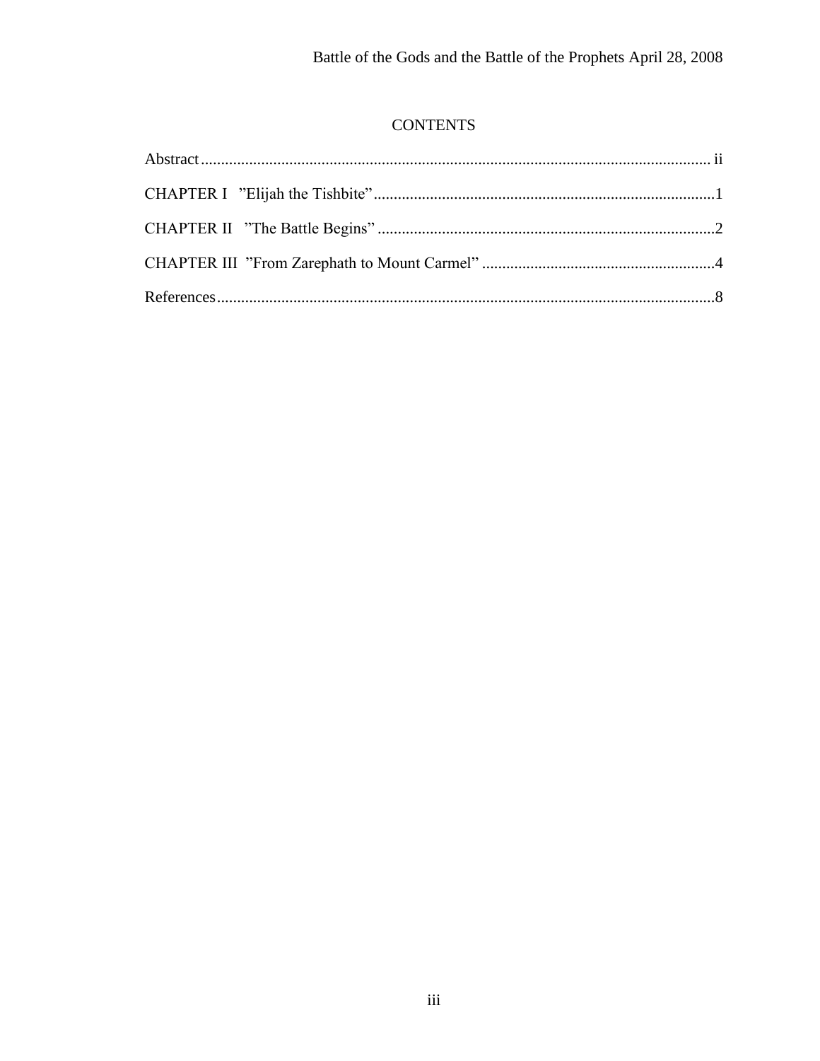# CONTENTS

Abstract ............................................................................................................................. ii

CHAPTER I ”Elijah the Tishbite” .....................................................................................1

CHAPTER II ”The Battle Begins” ....................................................................................2

CHAPTER III ”From Zarephath to Mount Carmel” ..........................................................4

References ...........................................................................................................................8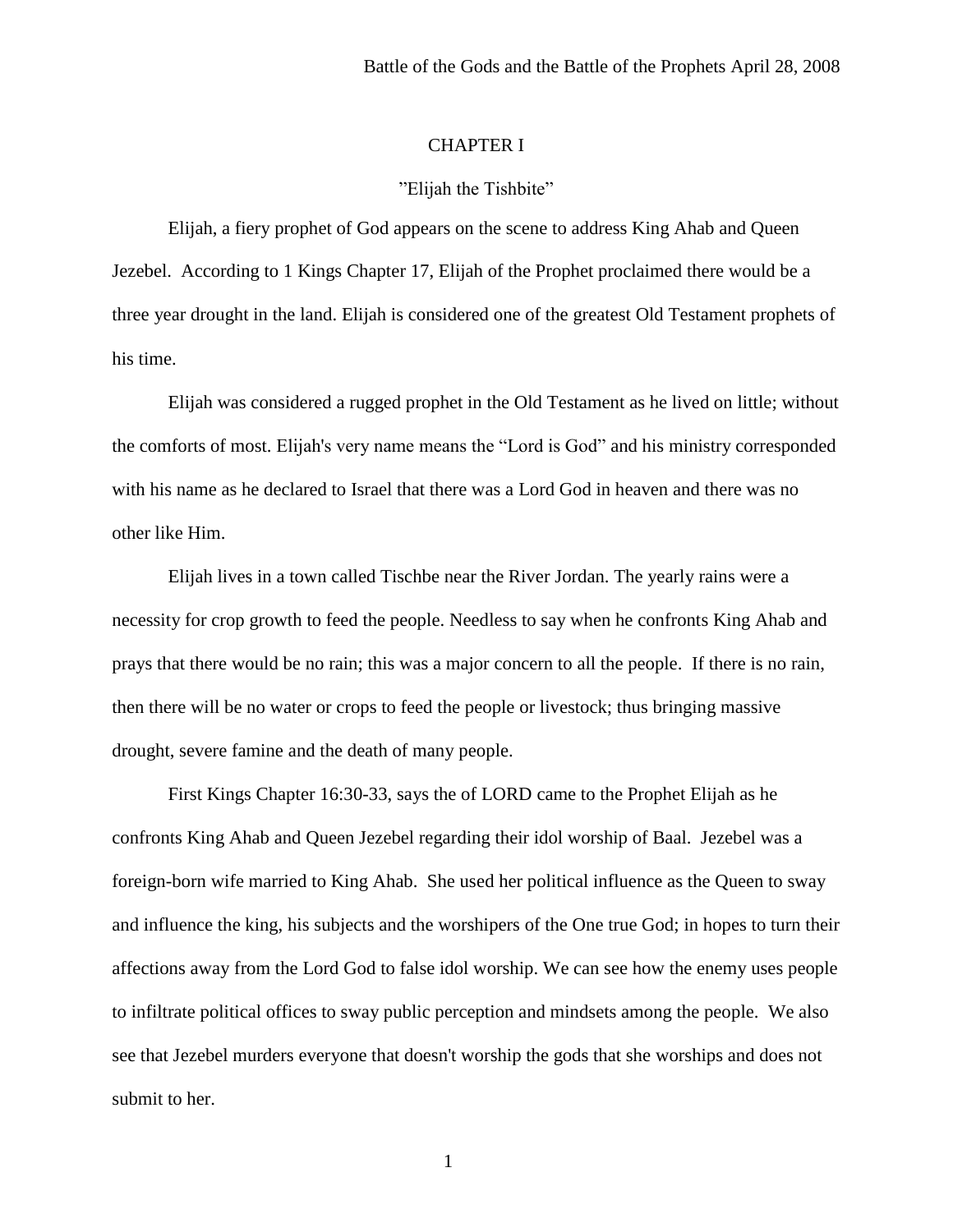# CHAPTER I

## "Elijah the Tishbite"

Elijah, a fiery prophet of God appears on the scene to address King Ahab and Queen Jezebel. According to 1 Kings Chapter 17, Elijah of the Prophet proclaimed there would be a three year drought in the land. Elijah is considered one of the greatest Old Testament prophets of his time.

Elijah was considered a rugged prophet in the Old Testament as he lived on little; without the comforts of most. Elijah's very name means the "Lord is God" and his ministry corresponded with his name as he declared to Israel that there was a Lord God in heaven and there was no other like Him.

Elijah lives in a town called Tischbe near the River Jordan. The yearly rains were a necessity for crop growth to feed the people. Needless to say when he confronts King Ahab and prays that there would be no rain; this was a major concern to all the people. If there is no rain, then there will be no water or crops to feed the people or livestock; thus bringing massive drought, severe famine and the death of many people.

First Kings Chapter 16:30-33, says the of LORD came to the Prophet Elijah as he confronts King Ahab and Queen Jezebel regarding their idol worship of Baal. Jezebel was a foreign-born wife married to King Ahab. She used her political influence as the Queen to sway and influence the king, his subjects and the worshipers of the One true God; in hopes to turn their affections away from the Lord God to false idol worship. We can see how the enemy uses people to infiltrate political offices to sway public perception and mindsets among the people. We also see that Jezebel murders everyone that doesn't worship the gods that she worships and does not submit to her.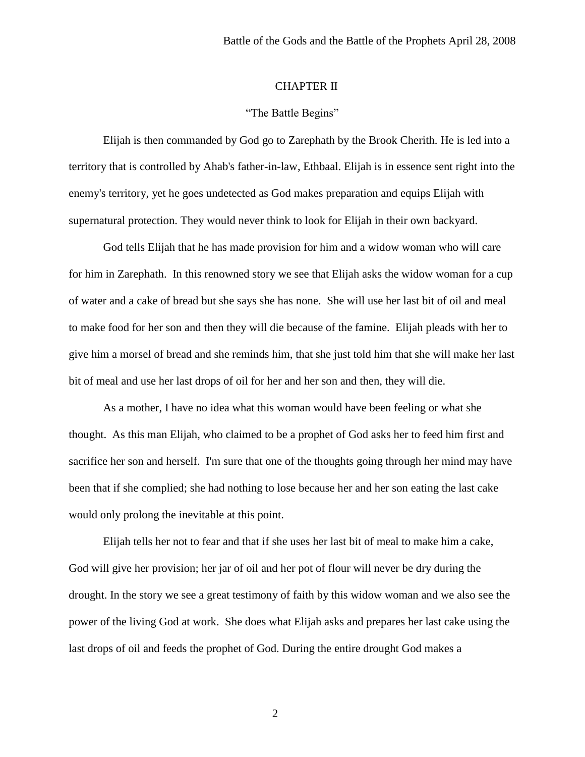CHAPTER II

"The Battle Begins"

Elijah is then commanded by God go to Zarephath by the Brook Cherith. He is led into a territory that is controlled by Ahab's father-in-law, Ethbaal. Elijah is in essence sent right into the enemy's territory, yet he goes undetected as God makes preparation and equips Elijah with supernatural protection. They would never think to look for Elijah in their own backyard.

God tells Elijah that he has made provision for him and a widow woman who will care for him in Zarephath.  In this renowned story we see that Elijah asks the widow woman for a cup of water and a cake of bread but she says she has none.  She will use her last bit of oil and meal to make food for her son and then they will die because of the famine.  Elijah pleads with her to give him a morsel of bread and she reminds him, that she just told him that she will make her last bit of meal and use her last drops of oil for her and her son and then, they will die.

As a mother, I have no idea what this woman would have been feeling or what she thought.  As this man Elijah, who claimed to be a prophet of God asks her to feed him first and sacrifice her son and herself.  I'm sure that one of the thoughts going through her mind may have been that if she complied; she had nothing to lose because her and her son eating the last cake would only prolong the inevitable at this point.

Elijah tells her not to fear and that if she uses her last bit of meal to make him a cake, God will give her provision; her jar of oil and her pot of flour will never be dry during the drought. In the story we see a great testimony of faith by this widow woman and we also see the power of the living God at work.  She does what Elijah asks and prepares her last cake using the last drops of oil and feeds the prophet of God. During the entire drought God makes a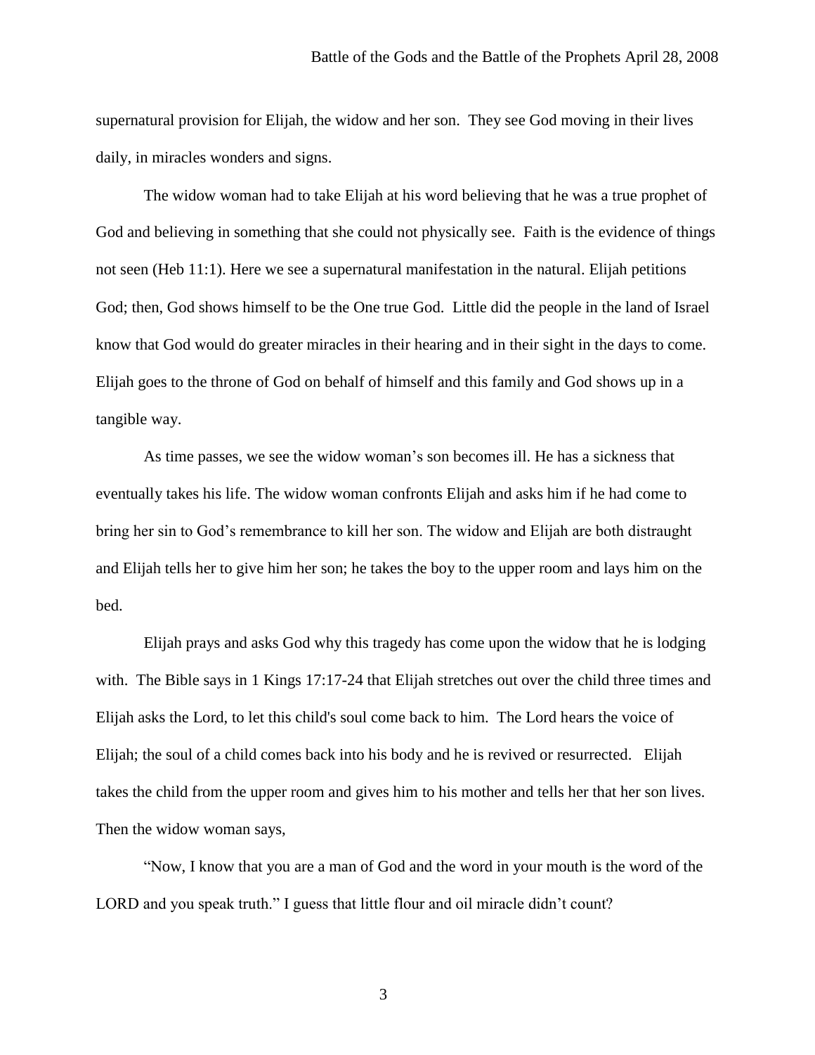supernatural provision for Elijah, the widow and her son. They see God moving in their lives daily, in miracles wonders and signs.

The widow woman had to take Elijah at his word believing that he was a true prophet of God and believing in something that she could not physically see. Faith is the evidence of things not seen (Heb 11:1). Here we see a supernatural manifestation in the natural. Elijah petitions God; then, God shows himself to be the One true God. Little did the people in the land of Israel know that God would do greater miracles in their hearing and in their sight in the days to come. Elijah goes to the throne of God on behalf of himself and this family and God shows up in a tangible way.

As time passes, we see the widow woman's son becomes ill. He has a sickness that eventually takes his life. The widow woman confronts Elijah and asks him if he had come to bring her sin to God's remembrance to kill her son. The widow and Elijah are both distraught and Elijah tells her to give him her son; he takes the boy to the upper room and lays him on the bed.

Elijah prays and asks God why this tragedy has come upon the widow that he is lodging with. The Bible says in 1 Kings 17:17-24 that Elijah stretches out over the child three times and Elijah asks the Lord, to let this child's soul come back to him. The Lord hears the voice of Elijah; the soul of a child comes back into his body and he is revived or resurrected. Elijah takes the child from the upper room and gives him to his mother and tells her that her son lives. Then the widow woman says,

"Now, I know that you are a man of God and the word in your mouth is the word of the LORD and you speak truth." I guess that little flour and oil miracle didn't count?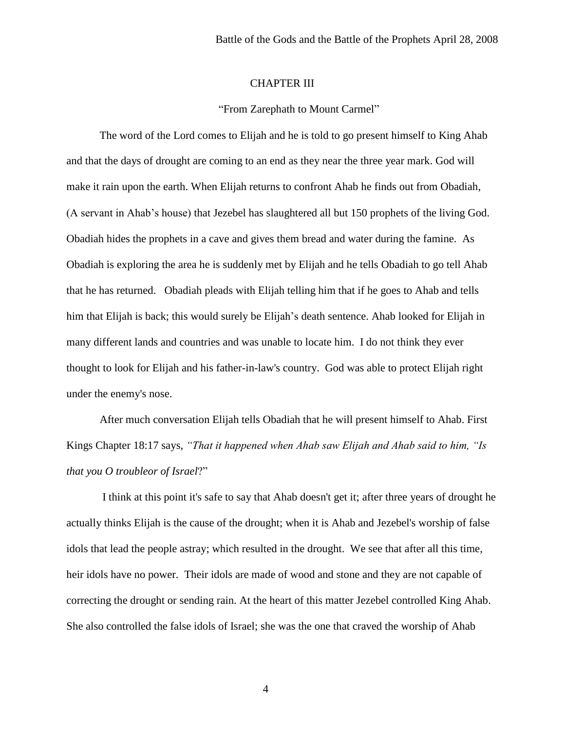# CHAPTER III

## "From Zarephath to Mount Carmel"

The word of the Lord comes to Elijah and he is told to go present himself to King Ahab and that the days of drought are coming to an end as they near the three year mark. God will make it rain upon the earth. When Elijah returns to confront Ahab he finds out from Obadiah, (A servant in Ahab's house) that Jezebel has slaughtered all but 150 prophets of the living God. Obadiah hides the prophets in a cave and gives them bread and water during the famine. As Obadiah is exploring the area he is suddenly met by Elijah and he tells Obadiah to go tell Ahab that he has returned. Obadiah pleads with Elijah telling him that if he goes to Ahab and tells him that Elijah is back; this would surely be Elijah's death sentence. Ahab looked for Elijah in many different lands and countries and was unable to locate him. I do not think they ever thought to look for Elijah and his father-in-law's country. God was able to protect Elijah right under the enemy's nose.

After much conversation Elijah tells Obadiah that he will present himself to Ahab. First Kings Chapter 18:17 says, *"That it happened when Ahab saw Elijah and Ahab said to him, "Is that you O troubleor of Israel*?"

I think at this point it's safe to say that Ahab doesn't get it; after three years of drought he actually thinks Elijah is the cause of the drought; when it is Ahab and Jezebel's worship of false idols that lead the people astray; which resulted in the drought. We see that after all this time, heir idols have no power. Their idols are made of wood and stone and they are not capable of correcting the drought or sending rain. At the heart of this matter Jezebel controlled King Ahab. She also controlled the false idols of Israel; she was the one that craved the worship of Ahab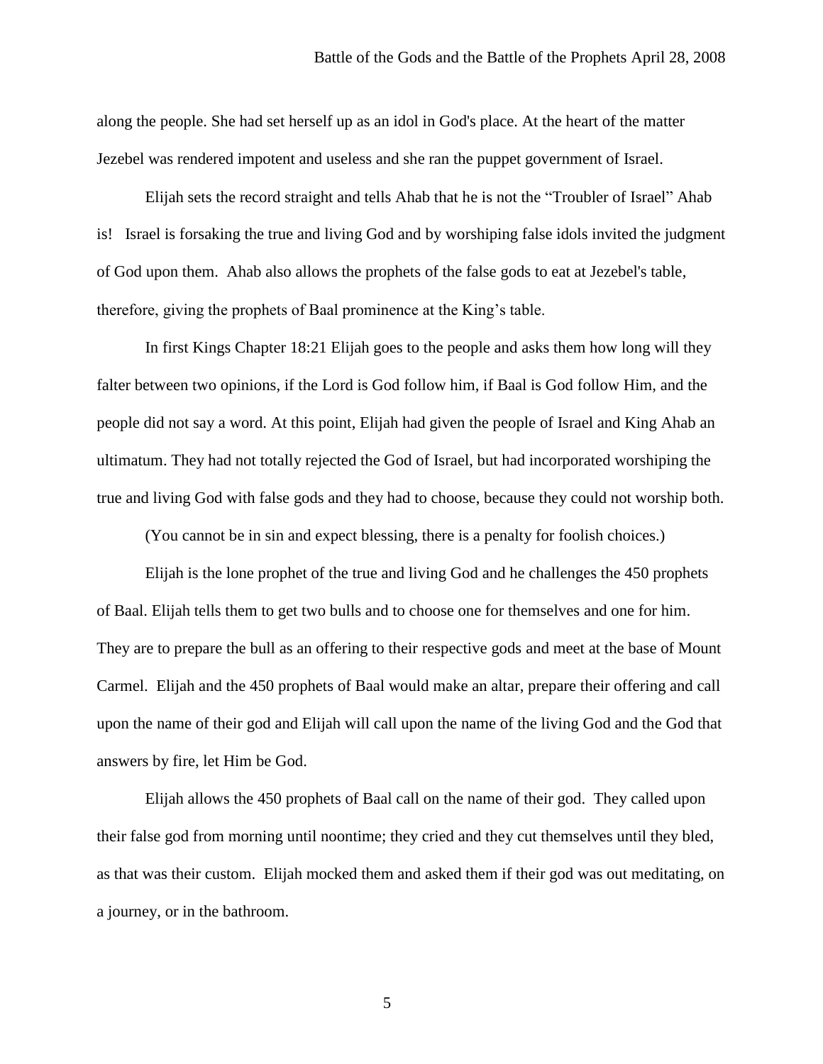along the people. She had set herself up as an idol in God's place. At the heart of the matter Jezebel was rendered impotent and useless and she ran the puppet government of Israel.

Elijah sets the record straight and tells Ahab that he is not the “Troubler of Israel” Ahab is!  Israel is forsaking the true and living God and by worshiping false idols invited the judgment of God upon them.  Ahab also allows the prophets of the false gods to eat at Jezebel's table, therefore, giving the prophets of Baal prominence at the King’s table.

In first Kings Chapter 18:21 Elijah goes to the people and asks them how long will they falter between two opinions, if the Lord is God follow him, if Baal is God follow Him, and the people did not say a word. At this point, Elijah had given the people of Israel and King Ahab an ultimatum. They had not totally rejected the God of Israel, but had incorporated worshiping the true and living God with false gods and they had to choose, because they could not worship both.

(You cannot be in sin and expect blessing, there is a penalty for foolish choices.)

Elijah is the lone prophet of the true and living God and he challenges the 450 prophets of Baal. Elijah tells them to get two bulls and to choose one for themselves and one for him. They are to prepare the bull as an offering to their respective gods and meet at the base of Mount Carmel.  Elijah and the 450 prophets of Baal would make an altar, prepare their offering and call upon the name of their god and Elijah will call upon the name of the living God and the God that answers by fire, let Him be God.

Elijah allows the 450 prophets of Baal call on the name of their god.  They called upon their false god from morning until noontime; they cried and they cut themselves until they bled, as that was their custom.  Elijah mocked them and asked them if their god was out meditating, on a journey, or in the bathroom.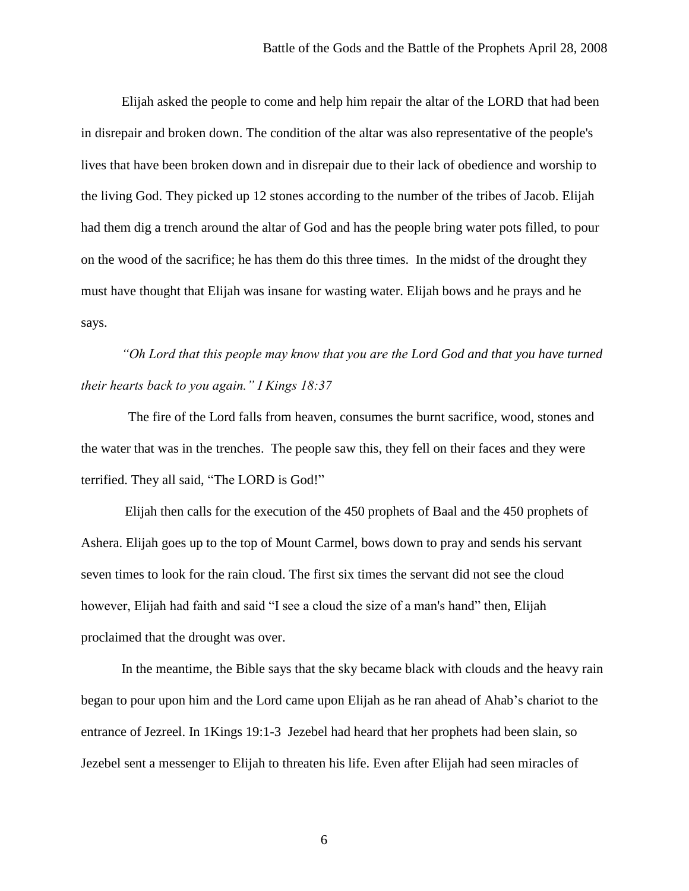Elijah asked the people to come and help him repair the altar of the LORD that had been in disrepair and broken down. The condition of the altar was also representative of the people's lives that have been broken down and in disrepair due to their lack of obedience and worship to the living God. They picked up 12 stones according to the number of the tribes of Jacob. Elijah had them dig a trench around the altar of God and has the people bring water pots filled, to pour on the wood of the sacrifice; he has them do this three times. In the midst of the drought they must have thought that Elijah was insane for wasting water. Elijah bows and he prays and he says.

*"Oh Lord that this people may know that you are the Lord God and that you have turned their hearts back to you again." I Kings 18:37*

The fire of the Lord falls from heaven, consumes the burnt sacrifice, wood, stones and the water that was in the trenches. The people saw this, they fell on their faces and they were terrified. They all said, "The LORD is God!"

Elijah then calls for the execution of the 450 prophets of Baal and the 450 prophets of Ashera. Elijah goes up to the top of Mount Carmel, bows down to pray and sends his servant seven times to look for the rain cloud. The first six times the servant did not see the cloud however, Elijah had faith and said "I see a cloud the size of a man's hand" then, Elijah proclaimed that the drought was over.

In the meantime, the Bible says that the sky became black with clouds and the heavy rain began to pour upon him and the Lord came upon Elijah as he ran ahead of Ahab's chariot to the entrance of Jezreel. In 1Kings 19:1-3 Jezebel had heard that her prophets had been slain, so Jezebel sent a messenger to Elijah to threaten his life. Even after Elijah had seen miracles of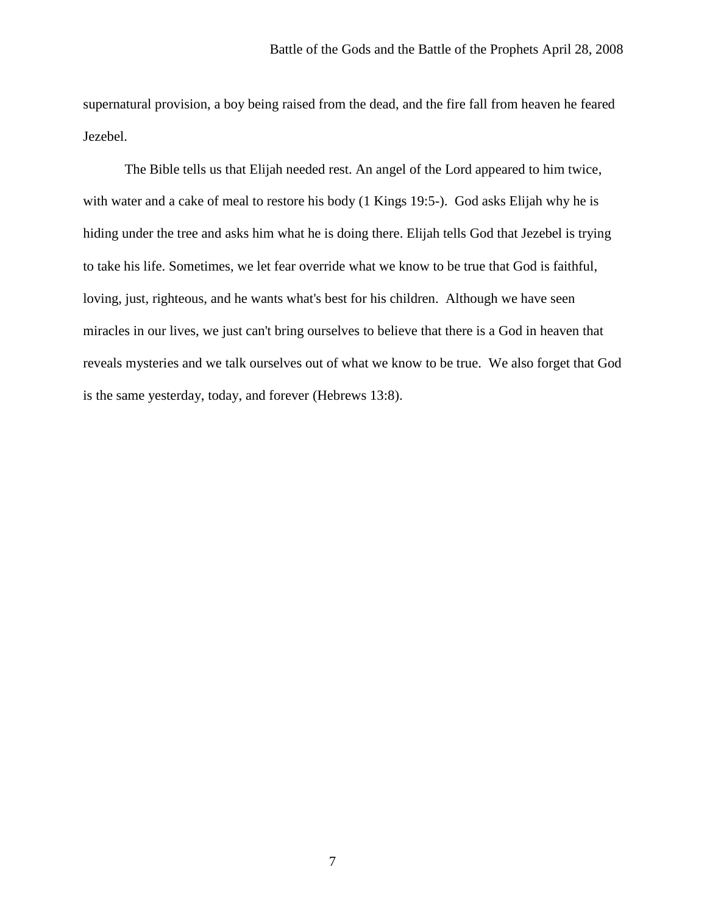supernatural provision, a boy being raised from the dead, and the fire fall from heaven he feared Jezebel.

The Bible tells us that Elijah needed rest. An angel of the Lord appeared to him twice, with water and a cake of meal to restore his body (1 Kings 19:5-).  God asks Elijah why he is hiding under the tree and asks him what he is doing there. Elijah tells God that Jezebel is trying to take his life. Sometimes, we let fear override what we know to be true that God is faithful, loving, just, righteous, and he wants what's best for his children.  Although we have seen miracles in our lives, we just can't bring ourselves to believe that there is a God in heaven that reveals mysteries and we talk ourselves out of what we know to be true.  We also forget that God is the same yesterday, today, and forever (Hebrews 13:8).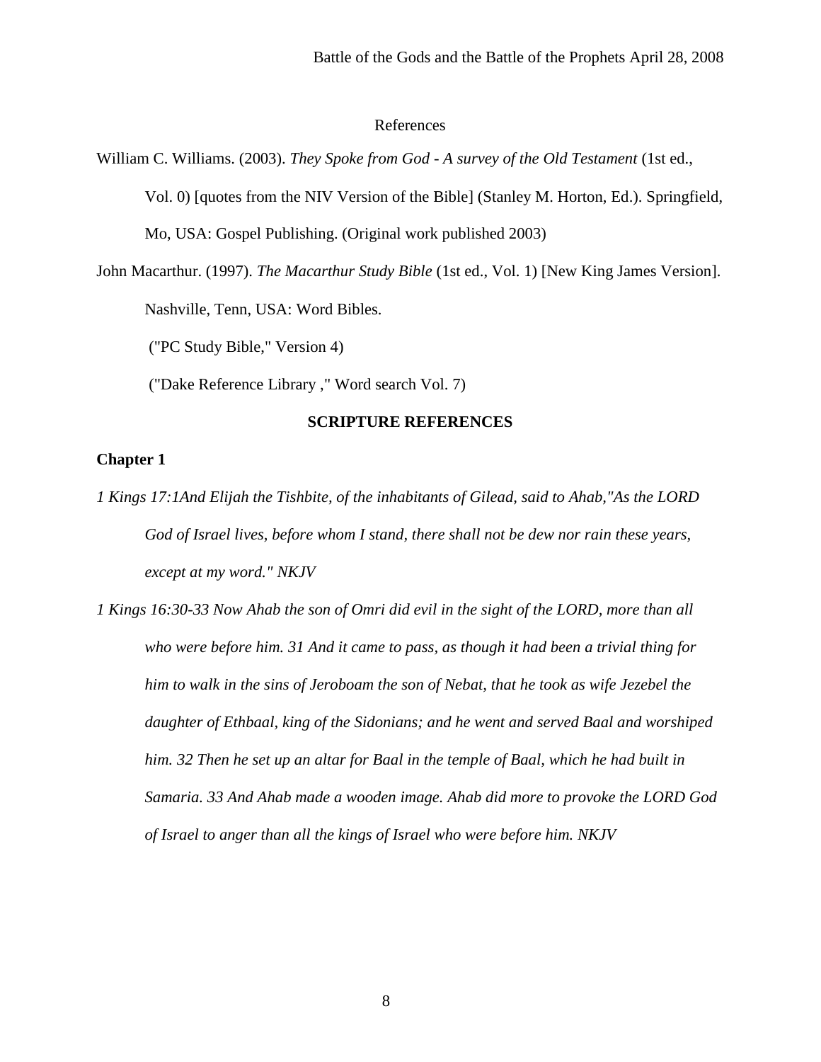References

William C. Williams. (2003). *They Spoke from God - A survey of the Old Testament* (1st ed., Vol. 0) [quotes from the NIV Version of the Bible] (Stanley M. Horton, Ed.). Springfield, Mo, USA: Gospel Publishing. (Original work published 2003)

John Macarthur. (1997). *The Macarthur Study Bible* (1st ed., Vol. 1) [New King James Version]. Nashville, Tenn, USA: Word Bibles.

("PC Study Bible," Version 4)

("Dake Reference Library ," Word search Vol. 7)

**SCRIPTURE REFERENCES**

**Chapter 1**

*1 Kings 17:1And Elijah the Tishbite, of the inhabitants of Gilead, said to Ahab,"As the LORD God of Israel lives, before whom I stand, there shall not be dew nor rain these years, except at my word." NKJV*

*1 Kings 16:30-33 Now Ahab the son of Omri did evil in the sight of the LORD, more than all who were before him. 31 And it came to pass, as though it had been a trivial thing for him to walk in the sins of Jeroboam the son of Nebat, that he took as wife Jezebel the daughter of Ethbaal, king of the Sidonians; and he went and served Baal and worshiped him. 32 Then he set up an altar for Baal in the temple of Baal, which he had built in Samaria. 33 And Ahab made a wooden image. Ahab did more to provoke the LORD God of Israel to anger than all the kings of Israel who were before him. NKJV*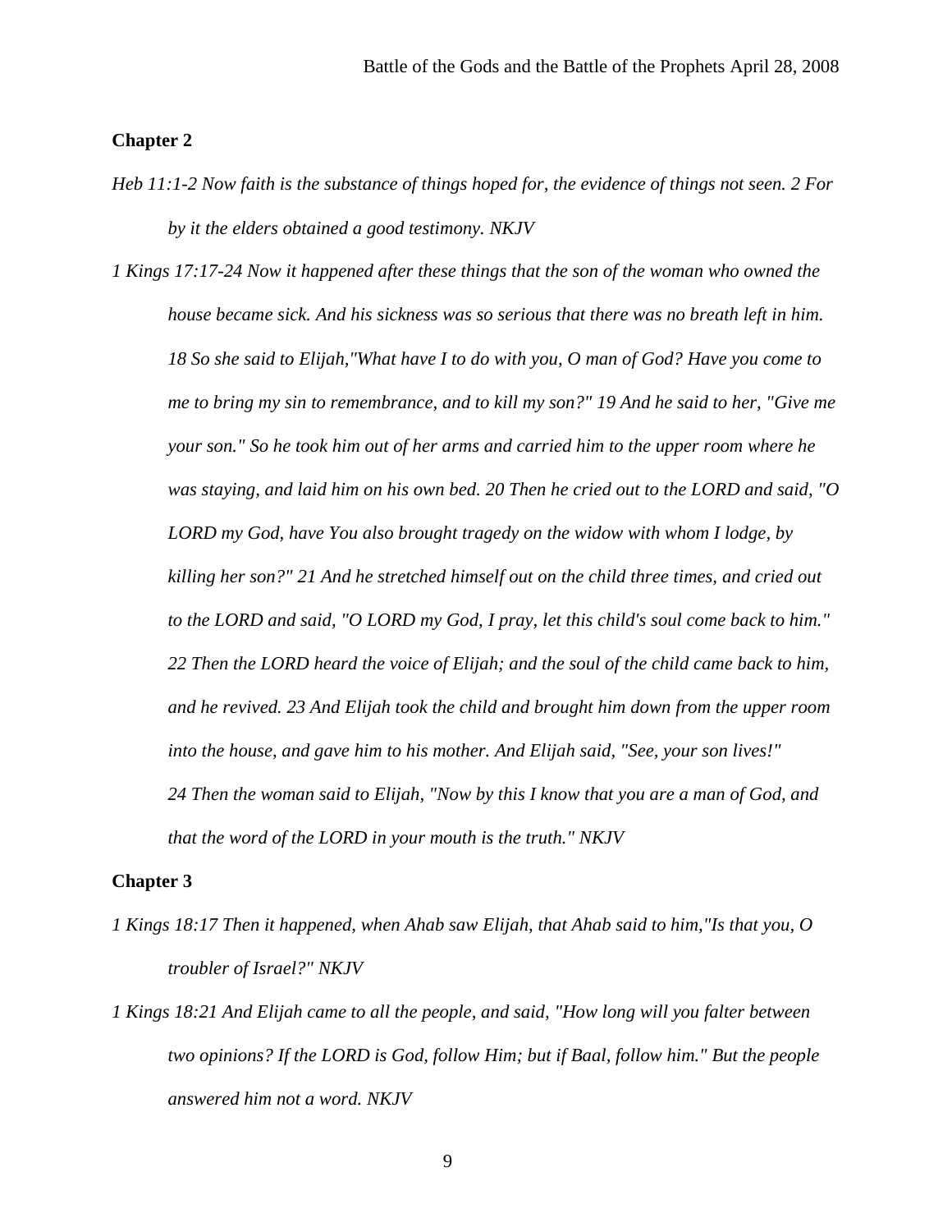**Chapter 2**

*Heb 11:1-2 Now faith is the substance of things hoped for, the evidence of things not seen. 2 For by it the elders obtained a good testimony. NKJV*

*1 Kings 17:17-24 Now it happened after these things that the son of the woman who owned the house became sick. And his sickness was so serious that there was no breath left in him. 18 So she said to Elijah,"What have I to do with you, O man of God? Have you come to me to bring my sin to remembrance, and to kill my son?" 19 And he said to her, "Give me your son." So he took him out of her arms and carried him to the upper room where he was staying, and laid him on his own bed. 20 Then he cried out to the LORD and said, "O LORD my God, have You also brought tragedy on the widow with whom I lodge, by killing her son?" 21 And he stretched himself out on the child three times, and cried out to the LORD and said, "O LORD my God, I pray, let this child's soul come back to him." 22 Then the LORD heard the voice of Elijah; and the soul of the child came back to him, and he revived. 23 And Elijah took the child and brought him down from the upper room into the house, and gave him to his mother. And Elijah said, "See, your son lives!" 24 Then the woman said to Elijah, "Now by this I know that you are a man of God, and that the word of the LORD in your mouth is the truth." NKJV*

**Chapter 3**

*1 Kings 18:17 Then it happened, when Ahab saw Elijah, that Ahab said to him,"Is that you, O troubler of Israel?" NKJV*

*1 Kings 18:21 And Elijah came to all the people, and said, "How long will you falter between two opinions? If the LORD is God, follow Him; but if Baal, follow him." But the people answered him not a word. NKJV*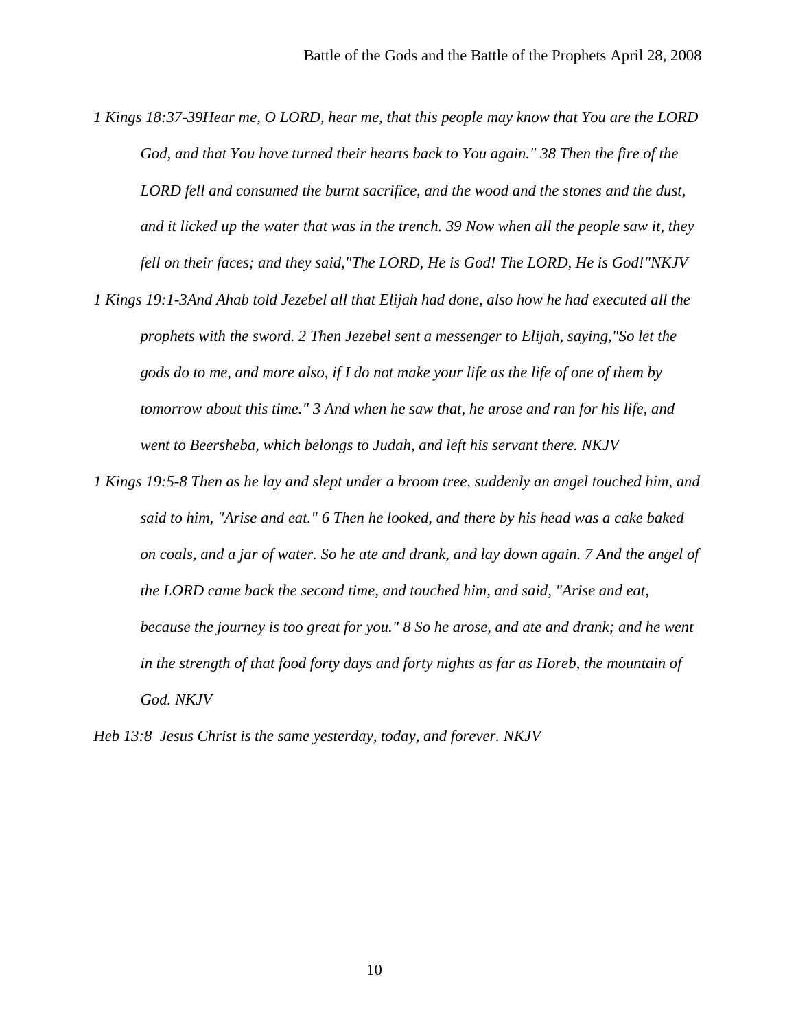*1 Kings 18:37-39Hear me, O LORD, hear me, that this people may know that You are the LORD God, and that You have turned their hearts back to You again." 38 Then the fire of the LORD fell and consumed the burnt sacrifice, and the wood and the stones and the dust, and it licked up the water that was in the trench. 39 Now when all the people saw it, they fell on their faces; and they said,"The LORD, He is God! The LORD, He is God!"NKJV*

*1 Kings 19:1-3And Ahab told Jezebel all that Elijah had done, also how he had executed all the prophets with the sword. 2 Then Jezebel sent a messenger to Elijah, saying,"So let the gods do to me, and more also, if I do not make your life as the life of one of them by tomorrow about this time." 3 And when he saw that, he arose and ran for his life, and went to Beersheba, which belongs to Judah, and left his servant there. NKJV*

*1 Kings 19:5-8 Then as he lay and slept under a broom tree, suddenly an angel touched him, and said to him, "Arise and eat." 6 Then he looked, and there by his head was a cake baked on coals, and a jar of water. So he ate and drank, and lay down again. 7 And the angel of the LORD came back the second time, and touched him, and said, "Arise and eat, because the journey is too great for you." 8 So he arose, and ate and drank; and he went in the strength of that food forty days and forty nights as far as Horeb, the mountain of God. NKJV*

*Heb 13:8 Jesus Christ is the same yesterday, today, and forever. NKJV*